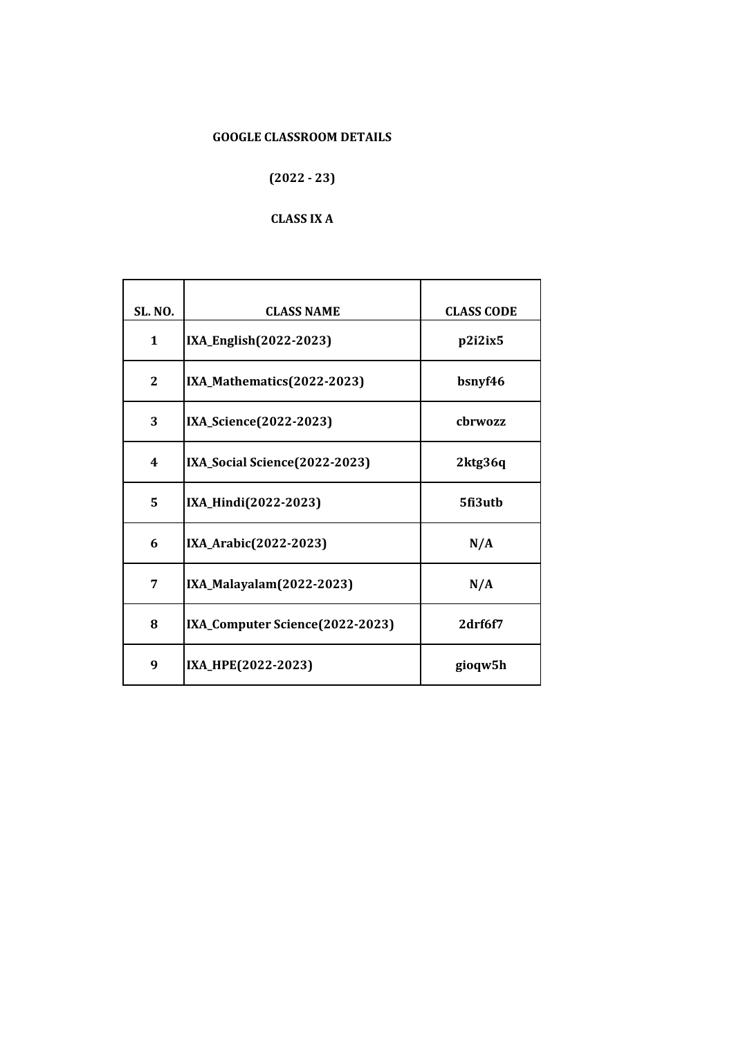**GOOGLE CLASSROOM DETAILS**

**(2022 - 23)**

**CLASS IX A**

| SL. NO. | CLASS NAME | CLASS CODE |
|---|---|---|
| 1 | IXA_English(2022-2023) | p2i2ix5 |
| 2 | IXA_Mathematics(2022-2023) | bsnyf46 |
| 3 | IXA_Science(2022-2023) | cbrwozz |
| 4 | IXA_Social Science(2022-2023) | 2ktg36q |
| 5 | IXA_Hindi(2022-2023) | 5fi3utb |
| 6 | IXA_Arabic(2022-2023) | N/A |
| 7 | IXA_Malayalam(2022-2023) | N/A |
| 8 | IXA_Computer Science(2022-2023) | 2drf6f7 |
| 9 | IXA_HPE(2022-2023) | gioqw5h |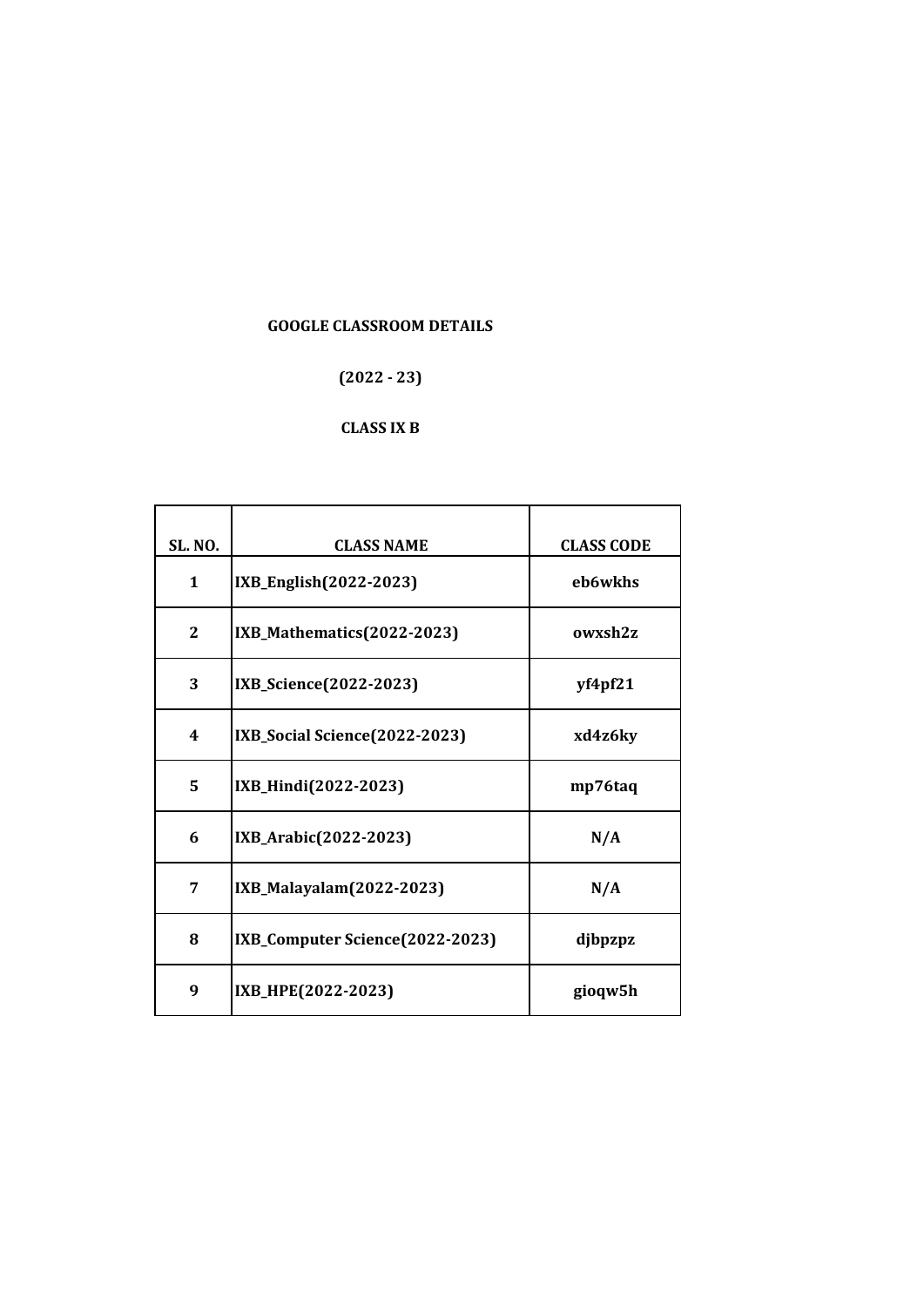**GOOGLE CLASSROOM DETAILS**

**(2022 - 23)**

**CLASS IX B**

| SL. NO. | CLASS NAME | CLASS CODE |
|---|---|---|
| 1 | IXB_English(2022-2023) | eb6wkhs |
| 2 | IXB_Mathematics(2022-2023) | owxsh2z |
| 3 | IXB_Science(2022-2023) | yf4pf21 |
| 4 | IXB_Social Science(2022-2023) | xd4z6ky |
| 5 | IXB_Hindi(2022-2023) | mp76taq |
| 6 | IXB_Arabic(2022-2023) | N/A |
| 7 | IXB_Malayalam(2022-2023) | N/A |
| 8 | IXB_Computer Science(2022-2023) | djbpzpz |
| 9 | IXB_HPE(2022-2023) | gioqw5h |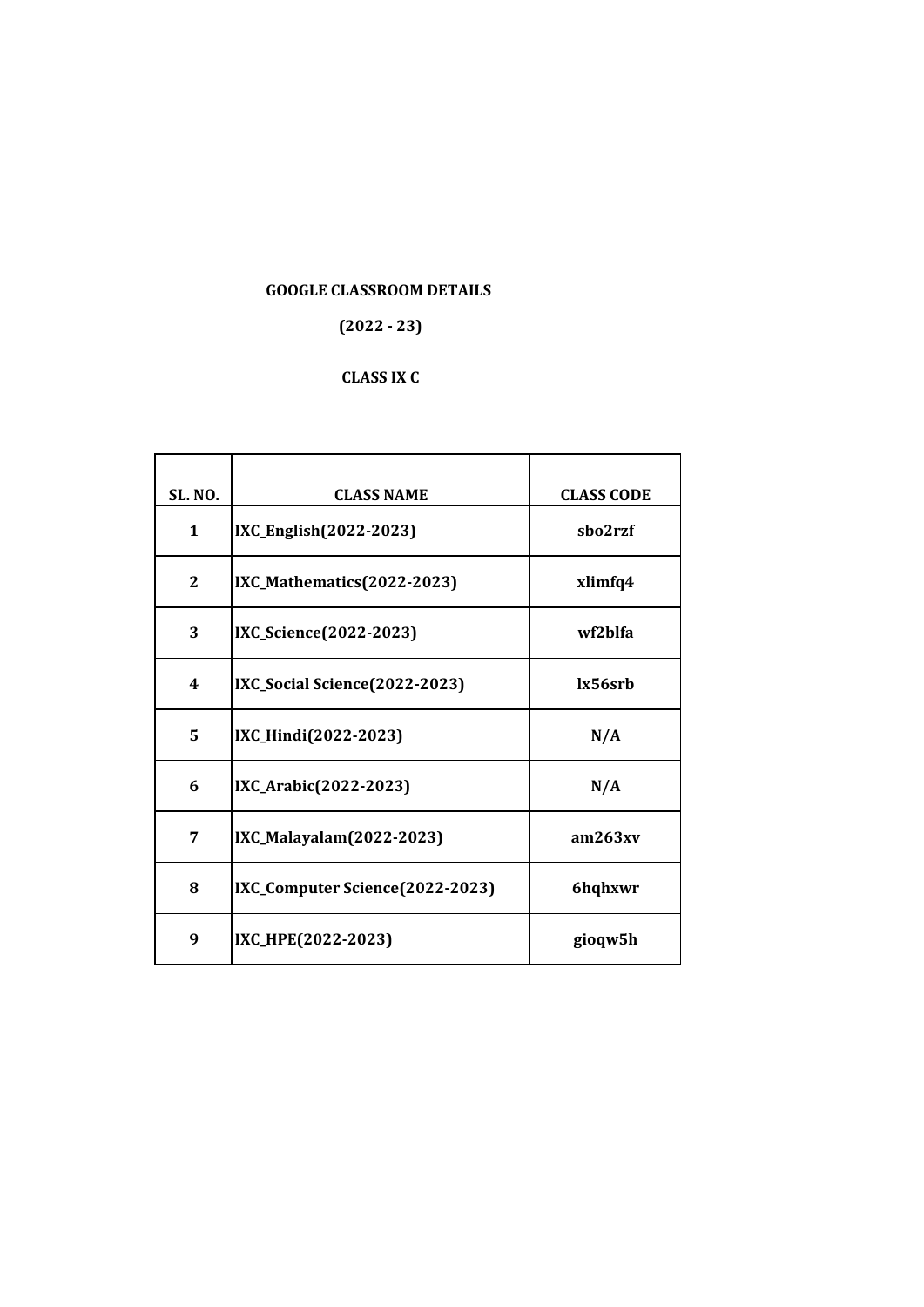**GOOGLE CLASSROOM DETAILS**

**(2022 - 23)**

**CLASS IX C**

| SL. NO. | CLASS NAME | CLASS CODE |
|---|---|---|
| 1 | IXC_English(2022-2023) | sbo2rzf |
| 2 | IXC_Mathematics(2022-2023) | xlimfq4 |
| 3 | IXC_Science(2022-2023) | wf2blfa |
| 4 | IXC_Social Science(2022-2023) | lx56srb |
| 5 | IXC_Hindi(2022-2023) | N/A |
| 6 | IXC_Arabic(2022-2023) | N/A |
| 7 | IXC_Malayalam(2022-2023) | am263xv |
| 8 | IXC_Computer Science(2022-2023) | 6hqhxwr |
| 9 | IXC_HPE(2022-2023) | gioqw5h |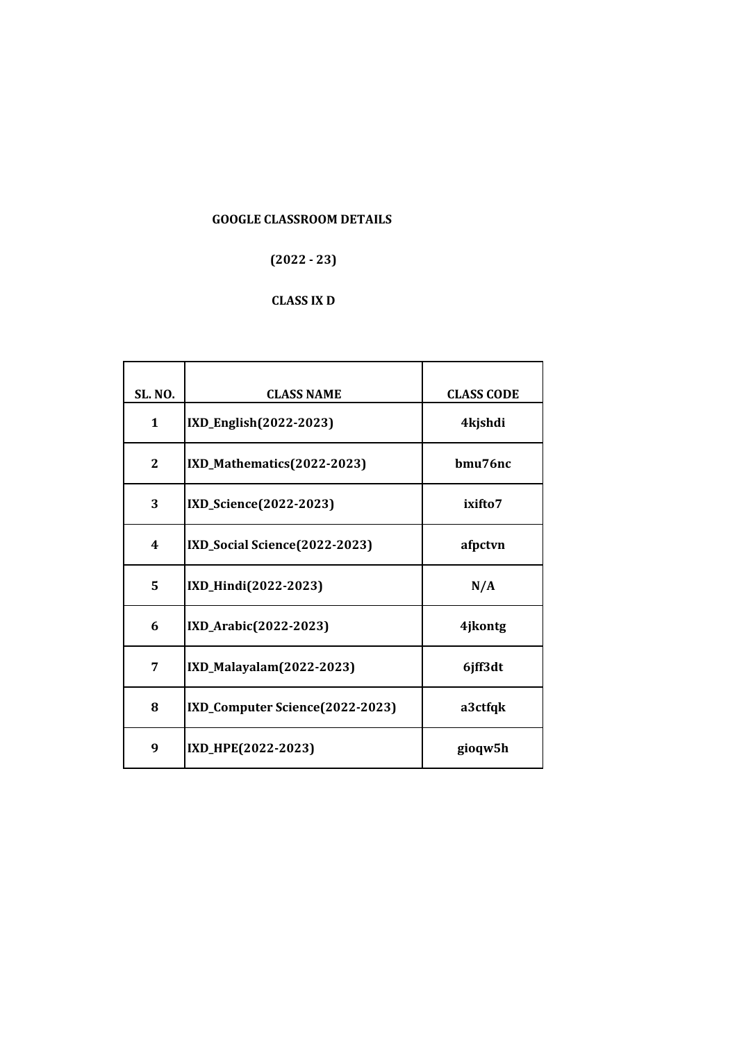**GOOGLE CLASSROOM DETAILS**

**(2022 - 23)**

**CLASS IX D**

| SL. NO. | CLASS NAME | CLASS CODE |
|---|---|---|
| 1 | IXD_English(2022-2023) | 4kjshdi |
| 2 | IXD_Mathematics(2022-2023) | bmu76nc |
| 3 | IXD_Science(2022-2023) | ixifto7 |
| 4 | IXD_Social Science(2022-2023) | afpctvn |
| 5 | IXD_Hindi(2022-2023) | N/A |
| 6 | IXD_Arabic(2022-2023) | 4jkontg |
| 7 | IXD_Malayalam(2022-2023) | 6jff3dt |
| 8 | IXD_Computer Science(2022-2023) | a3ctfqk |
| 9 | IXD_HPE(2022-2023) | gioqw5h |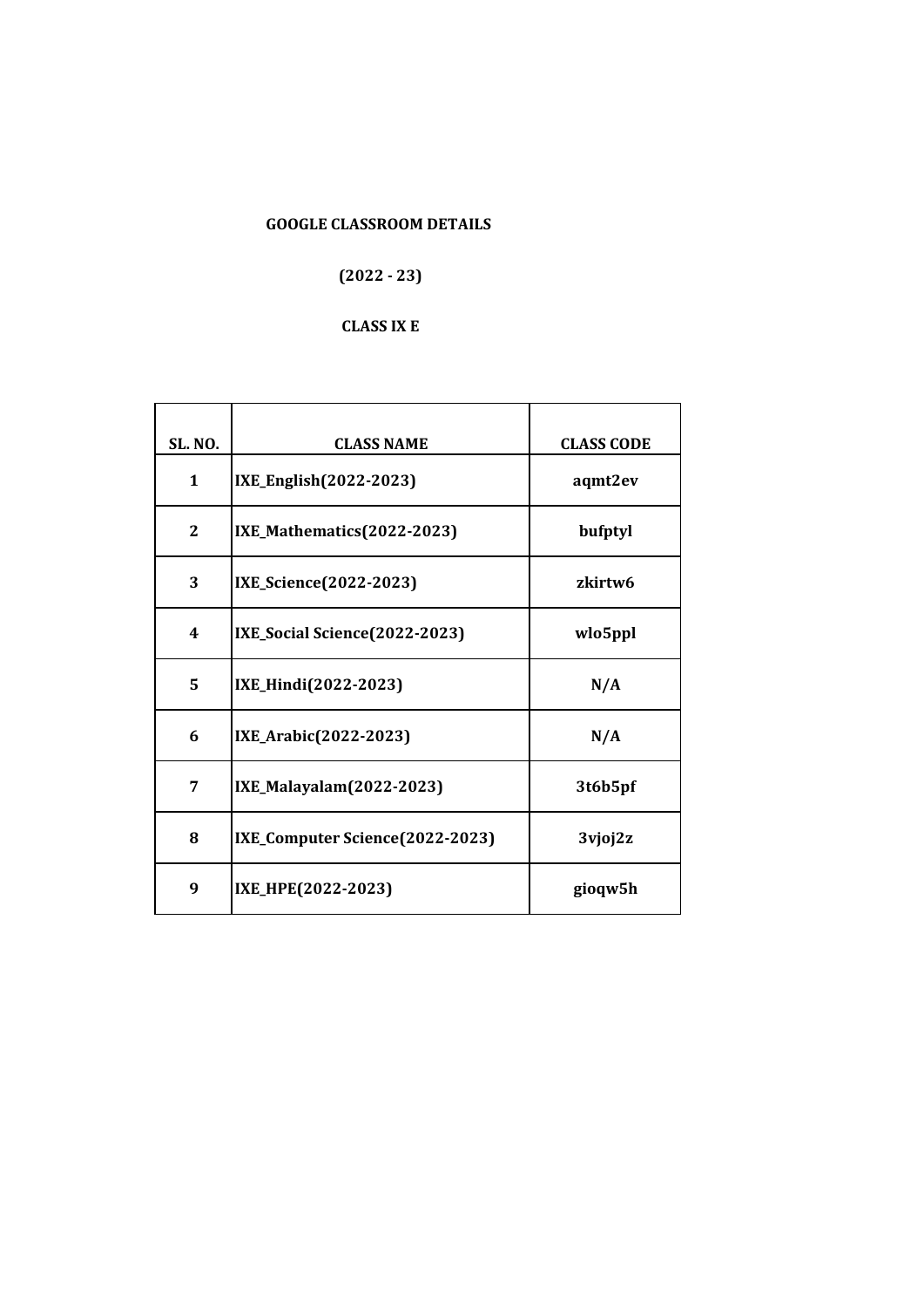**GOOGLE CLASSROOM DETAILS**

**(2022 - 23)**

**CLASS IX E**

| SL. NO. | CLASS NAME | CLASS CODE |
|---|---|---|
| 1 | IXE_English(2022-2023) | aqmt2ev |
| 2 | IXE_Mathematics(2022-2023) | bufptyl |
| 3 | IXE_Science(2022-2023) | zkirtw6 |
| 4 | IXE_Social Science(2022-2023) | wlo5ppl |
| 5 | IXE_Hindi(2022-2023) | N/A |
| 6 | IXE_Arabic(2022-2023) | N/A |
| 7 | IXE_Malayalam(2022-2023) | 3t6b5pf |
| 8 | IXE_Computer Science(2022-2023) | 3vjoj2z |
| 9 | IXE_HPE(2022-2023) | gioqw5h |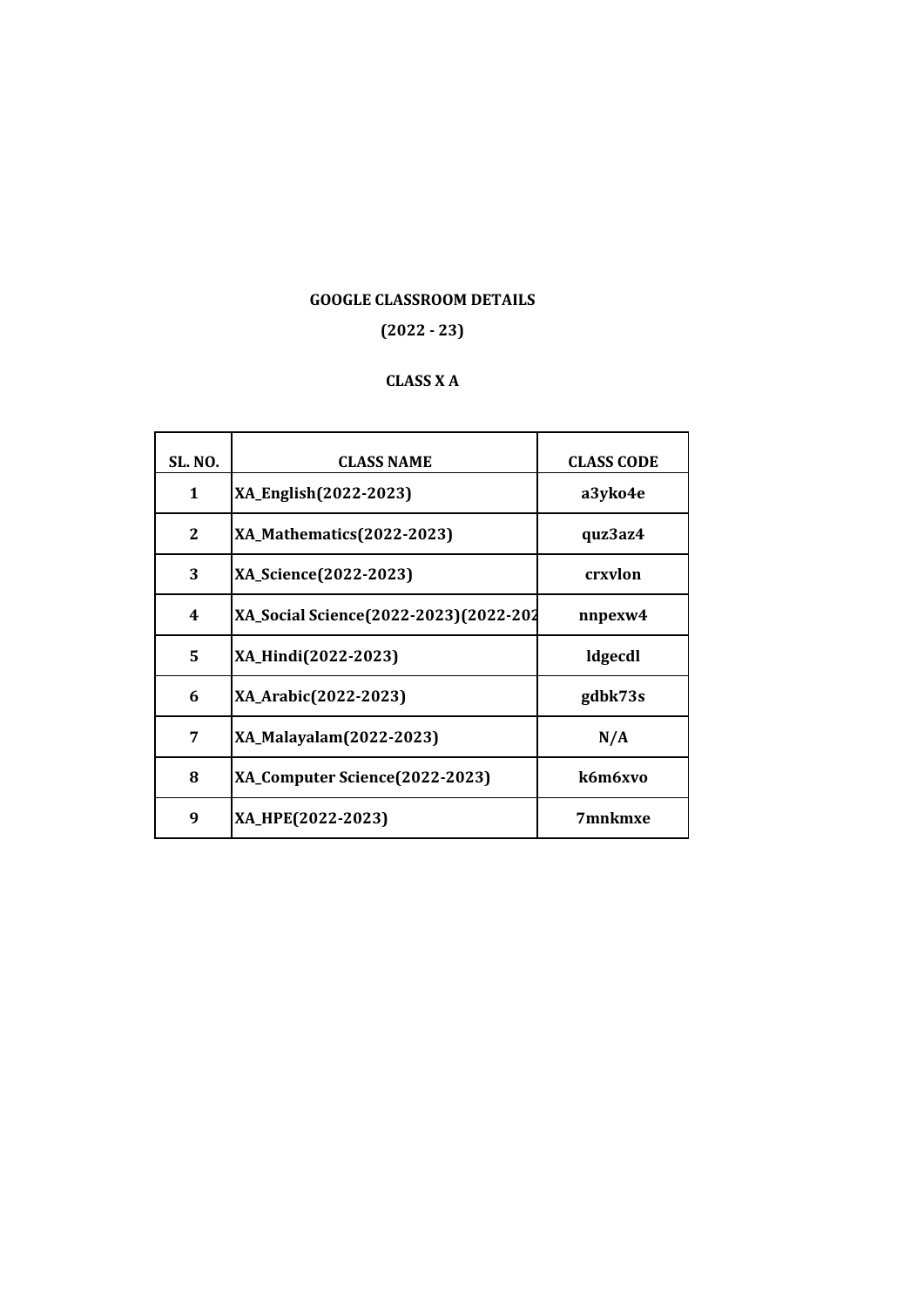**GOOGLE CLASSROOM DETAILS**

**(2022 - 23)**

**CLASS X A**

| SL. NO. | CLASS NAME | CLASS CODE |
|---|---|---|
| 1 | XA_English(2022-2023) | a3yko4e |
| 2 | XA_Mathematics(2022-2023) | quz3az4 |
| 3 | XA_Science(2022-2023) | crxvlon |
| 4 | XA_Social Science(2022-2023)(2022-202 | nnpexw4 |
| 5 | XA_Hindi(2022-2023) | ldgecdl |
| 6 | XA_Arabic(2022-2023) | gdbk73s |
| 7 | XA_Malayalam(2022-2023) | N/A |
| 8 | XA_Computer Science(2022-2023) | k6m6xvo |
| 9 | XA_HPE(2022-2023) | 7mnkmxe |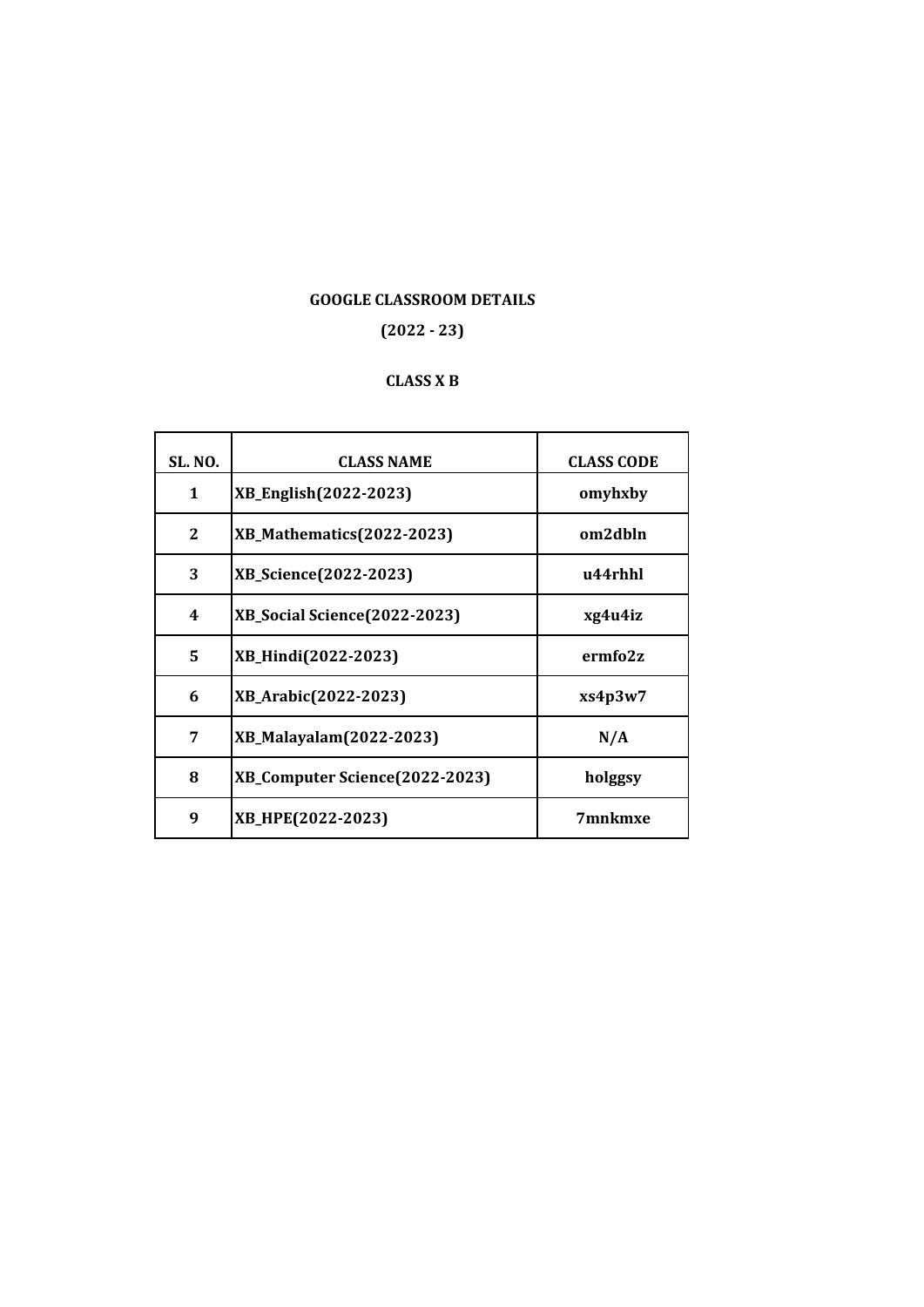**GOOGLE CLASSROOM DETAILS**

**(2022 - 23)**

**CLASS X B**

| SL. NO. | CLASS NAME | CLASS CODE |
|---|---|---|
| 1 | XB_English(2022-2023) | omyhxby |
| 2 | XB_Mathematics(2022-2023) | om2dbln |
| 3 | XB_Science(2022-2023) | u44rhhl |
| 4 | XB_Social Science(2022-2023) | xg4u4iz |
| 5 | XB_Hindi(2022-2023) | ermfo2z |
| 6 | XB_Arabic(2022-2023) | xs4p3w7 |
| 7 | XB_Malayalam(2022-2023) | N/A |
| 8 | XB_Computer Science(2022-2023) | holggsy |
| 9 | XB_HPE(2022-2023) | 7mnkmxe |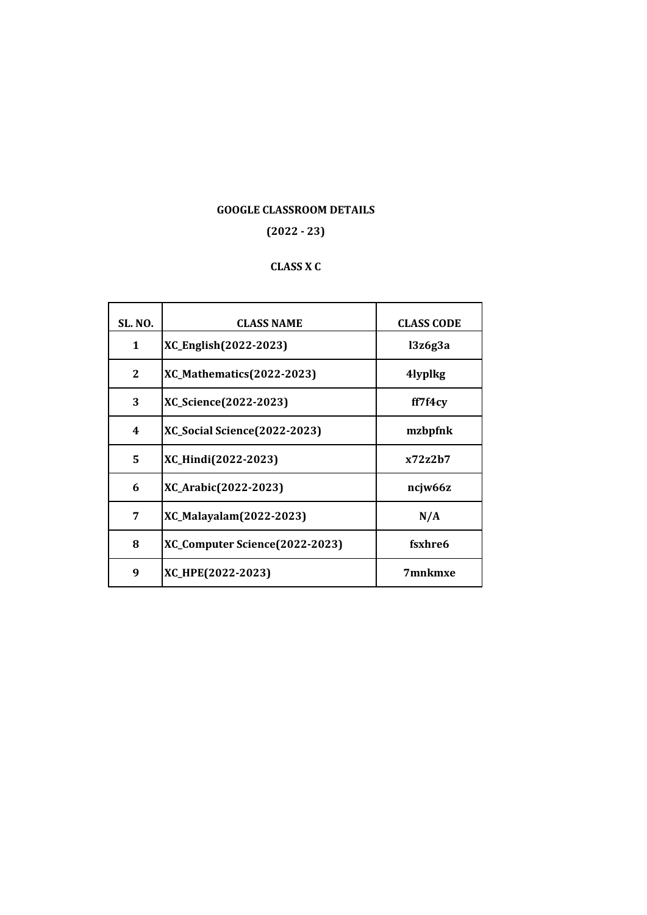**GOOGLE CLASSROOM DETAILS**

**(2022 - 23)**

**CLASS X C**

| SL. NO. | CLASS NAME | CLASS CODE |
|---|---|---|
| 1 | XC_English(2022-2023) | l3z6g3a |
| 2 | XC_Mathematics(2022-2023) | 4lyplkg |
| 3 | XC_Science(2022-2023) | ff7f4cy |
| 4 | XC_Social Science(2022-2023) | mzbpfnk |
| 5 | XC_Hindi(2022-2023) | x72z2b7 |
| 6 | XC_Arabic(2022-2023) | ncjw66z |
| 7 | XC_Malayalam(2022-2023) | N/A |
| 8 | XC_Computer Science(2022-2023) | fsxhre6 |
| 9 | XC_HPE(2022-2023) | 7mnkmxe |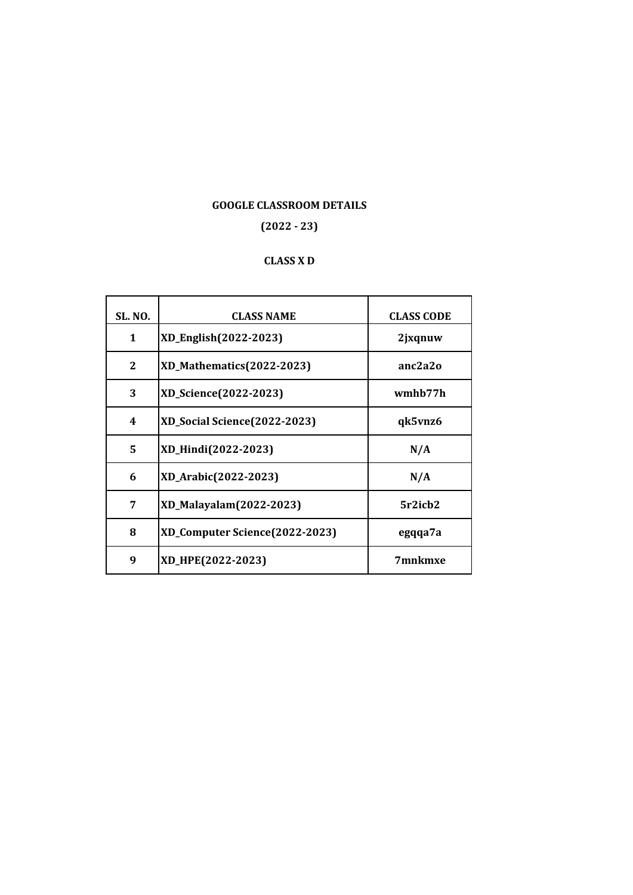**GOOGLE CLASSROOM DETAILS**

**(2022 - 23)**

**CLASS X D**

| SL. NO. | CLASS NAME | CLASS CODE |
|---|---|---|
| 1 | XD_English(2022-2023) | 2jxqnuw |
| 2 | XD_Mathematics(2022-2023) | anc2a2o |
| 3 | XD_Science(2022-2023) | wmhb77h |
| 4 | XD_Social Science(2022-2023) | qk5vnz6 |
| 5 | XD_Hindi(2022-2023) | N/A |
| 6 | XD_Arabic(2022-2023) | N/A |
| 7 | XD_Malayalam(2022-2023) | 5r2icb2 |
| 8 | XD_Computer Science(2022-2023) | egqqa7a |
| 9 | XD_HPE(2022-2023) | 7mnkmxe |